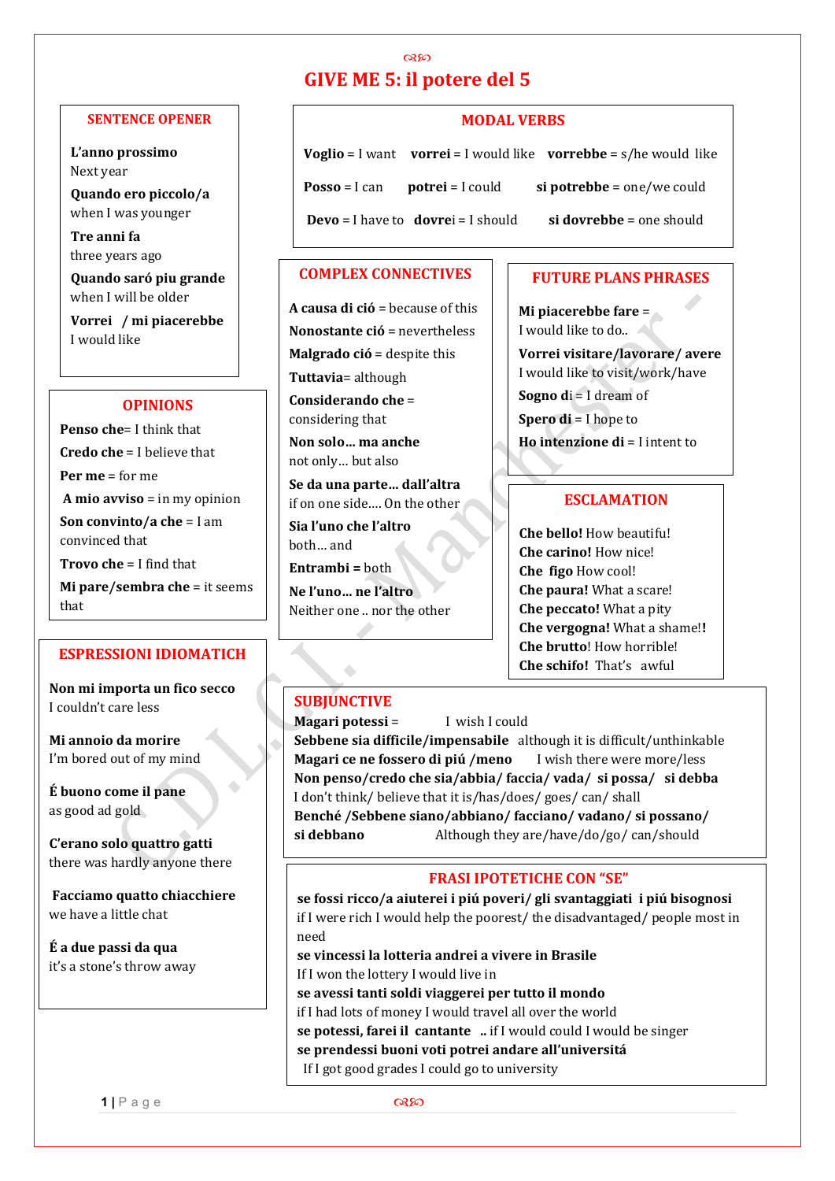# GIVE ME 5: il potere del 5

## SENTENCE OPENER

**L'anno prossimo**
Next year

**Quando ero piccolo/a**
when I was younger

**Tre anni fa**
three years ago

**Quando saró piu grande**
when I will be older

**Vorrei / mi piacerebbe**
I would like

## MODAL VERBS

**Voglio** = I want **vorrei** = I would like **vorrebbe** = s/he would like

**Posso** = I can **potrei** = I could **si potrebbe** = one/we could

**Devo** = I have to **dovrei** = I should **si dovrebbe** = one should

## OPINIONS

**Penso che**= I think that

**Credo che** = I believe that

**Per me** = for me

**A mio avviso** = in my opinion

**Son convinto/a che** = I am convinced that

**Trovo che** = I find that

**Mi pare/sembra che** = it seems that

## COMPLEX CONNECTIVES

**A causa di ció** = because of this

**Nonostante ció** = nevertheless

**Malgrado ció** = despite this

**Tuttavia**= although

**Considerando che** = considering that

**Non solo… ma anche**
not only… but also

**Se da una parte… dall'altra**
if on one side…. On the other

**Sia l'uno che l'altro**
both… and

**Entrambi =** both

**Ne l'uno… ne l'altro**
Neither one .. nor the other

## FUTURE PLANS PHRASES

**Mi piacerebbe fare** =
I would like to do..

**Vorrei visitare/lavorare/ avere**
I would like to visit/work/have

**Sogno di** = I dream of

**Spero di** = I hope to

**Ho intenzione di** = I intent to

## ESCLAMATION

**Che bello!** How beautiful!
**Che carino!** How nice!
**Che figo** How cool!
**Che paura!** What a scare!
**Che peccato!** What a pity
**Che vergogna!** What a shame!**!**
**Che brutto**! How horrible!
**Che schifo!** That's awful

## ESPRESSIONI IDIOMATICH

**Non mi importa un fico secco**
I couldn't care less

**Mi annoio da morire**
I'm bored out of my mind

**É buono come il pane**
as good ad gold

**C'erano solo quattro gatti**
there was hardly anyone there

**Facciamo quatto chiacchiere**
we have a little chat

**É a due passi da qua**
it's a stone's throw away

## SUBJUNCTIVE

**Magari potessi** = I wish I could
**Sebbene sia difficile/impensabile** although it is difficult/unthinkable
**Magari ce ne fossero di piú /meno** I wish there were more/less
**Non penso/credo che sia/abbia/ faccia/ vada/ si possa/ si debba**
I don't think/ believe that it is/has/does/ goes/ can/ shall
**Benché /Sebbene siano/abbiano/ facciano/ vadano/ si possano/ si debbano** Although they are/have/do/go/ can/should

## FRASI IPOTETICHE CON "SE"

**se fossi ricco/a aiuterei i piú poveri/ gli svantaggiati i piú bisognosi**
if I were rich I would help the poorest/ the disadvantaged/ people most in need
**se vincessi la lotteria andrei a vivere in Brasile**
If I won the lottery I would live in
**se avessi tanti soldi viaggerei per tutto il mondo**
if I had lots of money I would travel all over the world
**se potessi, farei il cantante** .. if I would could I would be singer
**se prendessi buoni voti potrei andare all'universitá**
If I got good grades I could go to university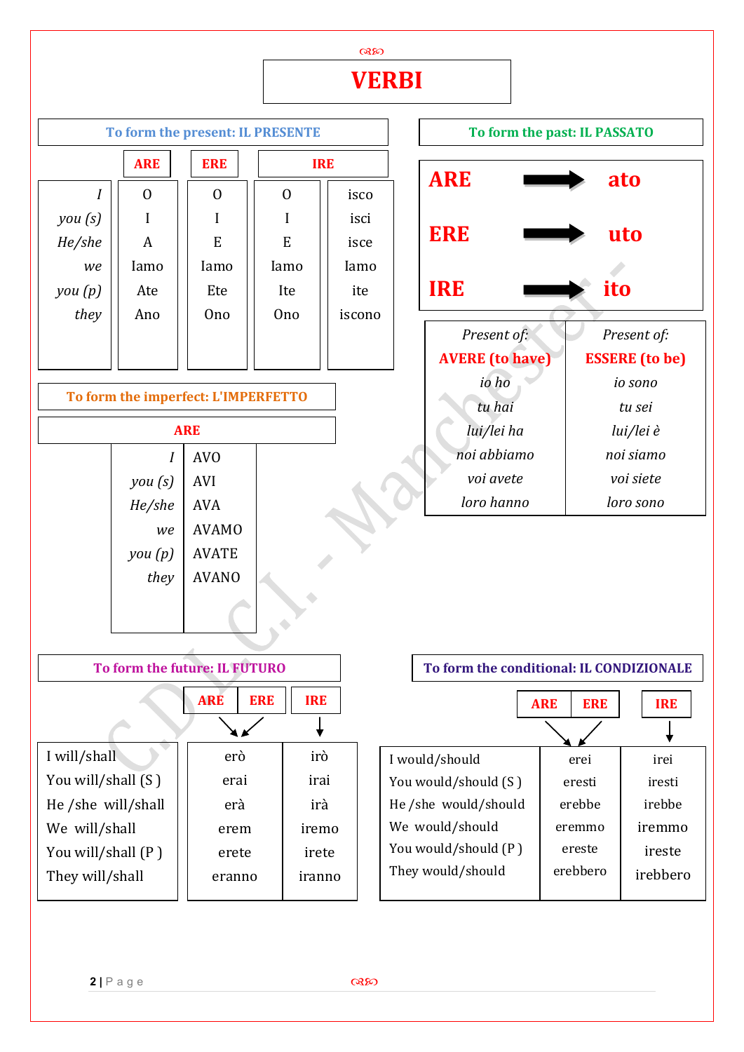# VERBI

## To form the present: IL PRESENTE

| | ARE | ERE | IRE | |
|---|---|---|---|---|
| *I* | O | O | O | isco |
| *you (s)* | I | I | I | isci |
| *He/she* | A | E | E | isce |
| *we* | Iamo | Iamo | Iamo | Iamo |
| *you (p)* | Ate | Ete | Ite | ite |
| *they* | Ano | Ono | Ono | iscono |

## To form the past: IL PASSATO

| | | |
|---|---|---|
| **ARE** | → | **ato** |
| **ERE** | → | **uto** |
| **IRE** | → | **ito** |

| *Present of:* | *Present of:* |
|---|---|
| **AVERE (to have)** | **ESSERE (to be)** |
| *io ho* | *io sono* |
| *tu hai* | *tu sei* |
| *lui/lei ha* | *lui/lei è* |
| *noi abbiamo* | *noi siamo* |
| *voi avete* | *voi siete* |
| *loro hanno* | *loro sono* |

## To form the imperfect: L'IMPERFETTO

| | ARE |
|---|---|
| *I* | AVO |
| *you (s)* | AVI |
| *He/she* | AVA |
| *we* | AVAMO |
| *you (p)* | AVATE |
| *they* | AVANO |

## To form the future: IL FUTURO

| | ARE / ERE | IRE |
|---|---|---|
| I will/shall | erò | irò |
| You will/shall (S ) | erai | irai |
| He /she will/shall | erà | irà |
| We will/shall | erem | iremo |
| You will/shall (P ) | erete | irete |
| They will/shall | eranno | iranno |

## To form the conditional: IL CONDIZIONALE

| | ARE / ERE | IRE |
|---|---|---|
| I would/should | erei | irei |
| You would/should (S ) | eresti | iresti |
| He /she would/should | erebbe | irebbe |
| We would/should | eremmo | iremmo |
| You would/should (P ) | ereste | ireste |
| They would/should | erebbero | irebbero |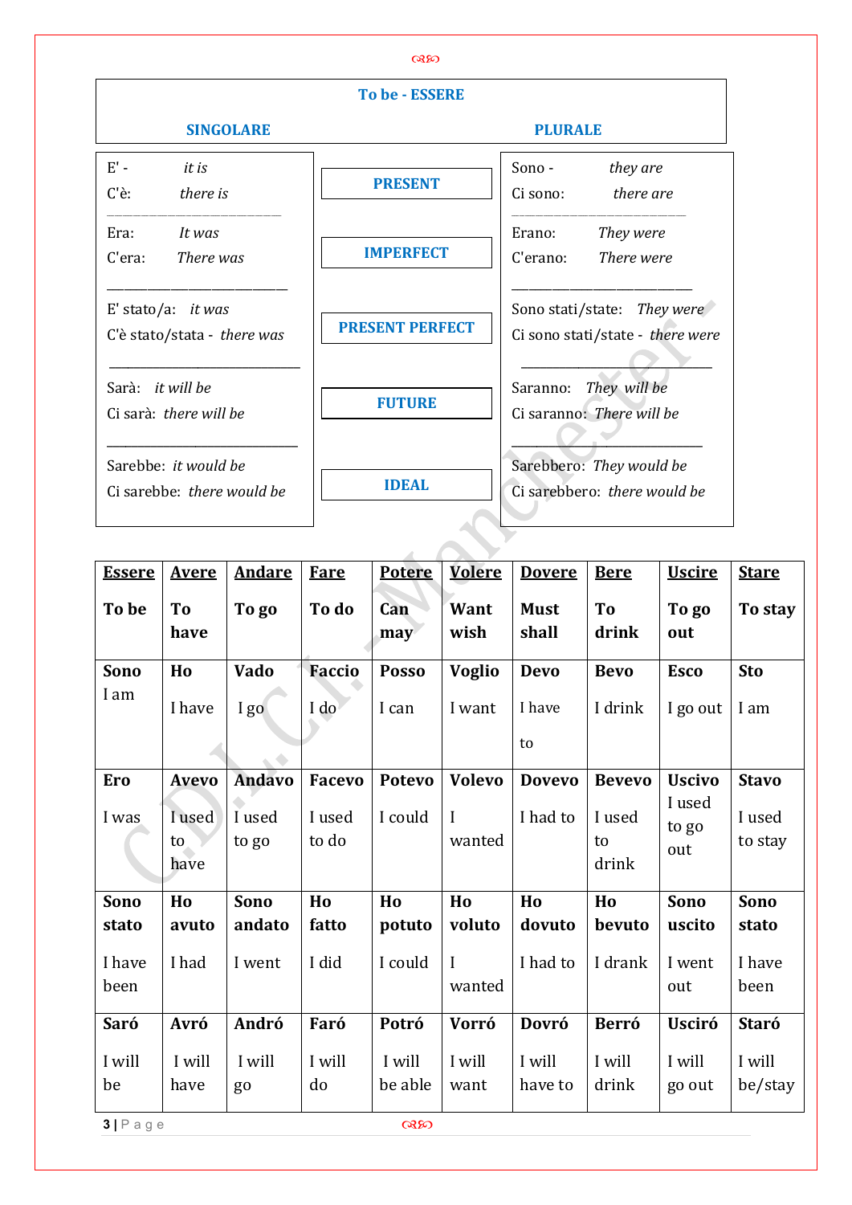## To be - ESSERE

| SINGOLARE | | PLURALE |
|---|---|---|
| E' - *it is*<br>C'è: *there is* | **PRESENT** | Sono - *they are*<br>Ci sono: *there are* |
| Era: *It was*<br>C'era: *There was* | **IMPERFECT** | Erano: *They were*<br>C'erano: *There were* |
| E' stato/a: *it was*<br>C'è stato/stata - *there was* | **PRESENT PERFECT** | Sono stati/state: *They were*<br>Ci sono stati/state - *there were* |
| Sarà: *it will be*<br>Ci sarà: *there will be* | **FUTURE** | Saranno: *They will be*<br>Ci saranno: *There will be* |
| Sarebbe: *it would be*<br>Ci sarebbe: *there would be* | **IDEAL** | Sarebbero: *They would be*<br>Ci sarebbero: *there would be* |

| **Essere**<br>**To be** | **Avere**<br>**To have** | **Andare**<br>**To go** | **Fare**<br>**To do** | **Potere**<br>**Can may** | **Volere**<br>**Want wish** | **Dovere**<br>**Must shall** | **Bere**<br>**To drink** | **Uscire**<br>**To go out** | **Stare**<br>**To stay** |
|---|---|---|---|---|---|---|---|---|---|
| **Sono**<br>I am | **Ho**<br>I have | **Vado**<br>I go | **Faccio**<br>I do | **Posso**<br>I can | **Voglio**<br>I want | **Devo**<br>I have to | **Bevo**<br>I drink | **Esco**<br>I go out | **Sto**<br>I am |
| **Ero**<br>I was | **Avevo**<br>I used to have | **Andavo**<br>I used to go | **Facevo**<br>I used to do | **Potevo**<br>I could | **Volevo**<br>I wanted | **Dovevo**<br>I had to | **Bevevo**<br>I used to drink | **Uscivo**<br>I used to go out | **Stavo**<br>I used to stay |
| **Sono stato**<br>I have been | **Ho avuto**<br>I had | **Sono andato**<br>I went | **Ho fatto**<br>I did | **Ho potuto**<br>I could | **Ho voluto**<br>I wanted | **Ho dovuto**<br>I had to | **Ho bevuto**<br>I drank | **Sono uscito**<br>I went out | **Sono stato**<br>I have been |
| **Saró**<br>I will be | **Avró**<br>I will have | **Andró**<br>I will go | **Faró**<br>I will do | **Potró**<br>I will be able | **Vorró**<br>I will want | **Dovró**<br>I will have to | **Berró**<br>I will drink | **Usciró**<br>I will go out | **Staró**<br>I will be/stay |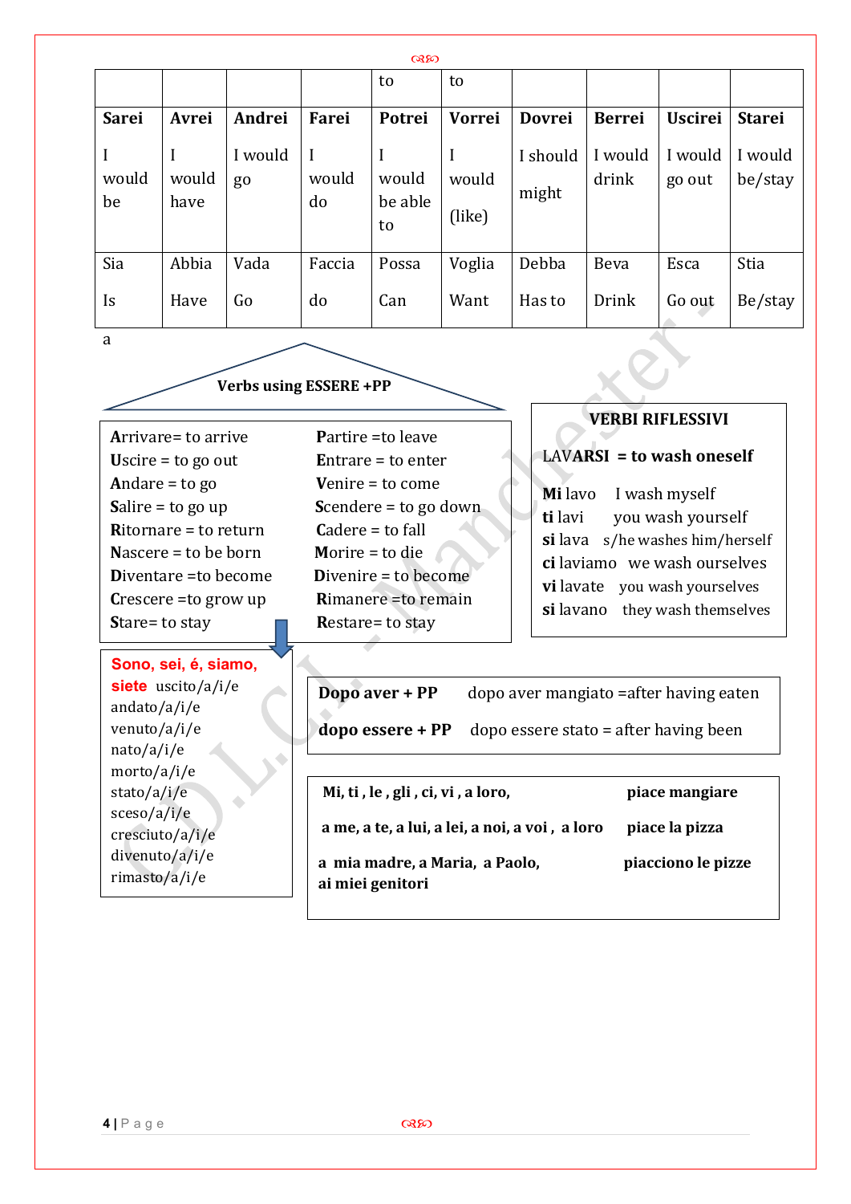| | | | | | | | | | |
|---|---|---|---|---|---|---|---|---|---|
| | | | | to | to | | | | |
| **Sarei**<br><br>I would be | **Avrei**<br><br>I would have | **Andrei**<br><br>I would go | **Farei**<br><br>I would do | **Potrei**<br><br>I would be able to | **Vorrei**<br><br>I would (like) | **Dovrei**<br><br>I should might | **Berrei**<br><br>I would drink | **Uscirei**<br><br>I would go out | **Starei**<br><br>I would be/stay |
| Sia<br><br>Is | Abbia<br><br>Have | Vada<br><br>Go | Faccia<br><br>do | Possa<br><br>Can | Voglia<br><br>Want | Debba<br><br>Has to | Beva<br><br>Drink | Esca<br><br>Go out | Stia<br><br>Be/stay |

a

**Verbs using ESSERE +PP**

| | |
|---|---|
| **A**rrivare= to arrive | **P**artire =to leave |
| **U**scire = to go out | **E**ntrare = to enter |
| **A**ndare = to go | **V**enire = to come |
| **S**alire = to go up | **S**cendere = to go down |
| **R**itornare = to return | **C**adere = to fall |
| **N**ascere = to be born | **M**orire = to die |
| **D**iventare =to become | **D**ivenire = to become |
| **C**rescere =to grow up | **R**imanere =to remain |
| **S**tare= to stay | **R**estare= to stay |

**Sono, sei, é, siamo, siete** uscito/a/i/e
andato/a/i/e
venuto/a/i/e
nato/a/i/e
morto/a/i/e
stato/a/i/e
sceso/a/i/e
cresciuto/a/i/e
divenuto/a/i/e
rimasto/a/i/e

**VERBI RIFLESSIVI**

LAV**ARSI** **= to wash oneself**

**Mi** lavo  I wash myself
**ti** lavi  you wash yourself
**si** lava  s/he washes him/herself
**ci** laviamo  we wash ourselves
**vi** lavate  you wash yourselves
**si** lavano  they wash themselves

| | |
|---|---|
| **Dopo aver + PP** | dopo aver mangiato =after having eaten |
| **dopo essere + PP** | dopo essere stato = after having been |

| | |
|---|---|
| **Mi, ti , le , gli , ci, vi , a loro,** | **piace mangiare** |
| **a me, a te, a lui, a lei, a noi, a voi , a loro** | **piace la pizza** |
| **a mia madre, a Maria, a Paolo, ai miei genitori** | **piacciono le pizze** |